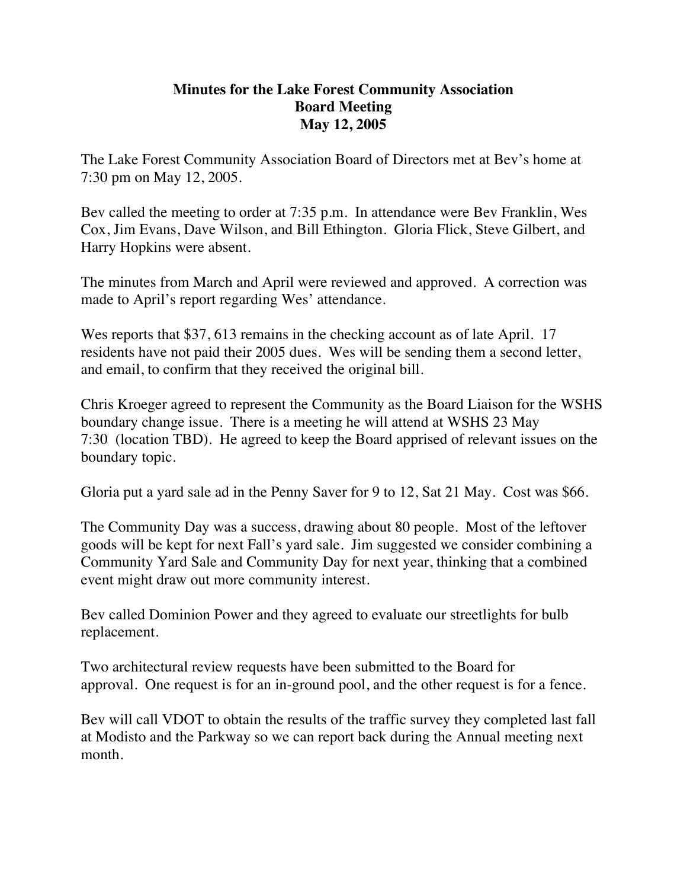# Minutes for the Lake Forest Community Association Board Meeting May 12, 2005

The Lake Forest Community Association Board of Directors met at Bev's home at 7:30 pm on May 12, 2005.

Bev called the meeting to order at 7:35 p.m. In attendance were Bev Franklin, Wes Cox, Jim Evans, Dave Wilson, and Bill Ethington. Gloria Flick, Steve Gilbert, and Harry Hopkins were absent.

The minutes from March and April were reviewed and approved. A correction was made to April's report regarding Wes' attendance.

Wes reports that $37, 613 remains in the checking account as of late April. 17 residents have not paid their 2005 dues. Wes will be sending them a second letter, and email, to confirm that they received the original bill.

Chris Kroeger agreed to represent the Community as the Board Liaison for the WSHS boundary change issue. There is a meeting he will attend at WSHS 23 May 7:30 (location TBD). He agreed to keep the Board apprised of relevant issues on the boundary topic.

Gloria put a yard sale ad in the Penny Saver for 9 to 12, Sat 21 May. Cost was $66.

The Community Day was a success, drawing about 80 people. Most of the leftover goods will be kept for next Fall's yard sale. Jim suggested we consider combining a Community Yard Sale and Community Day for next year, thinking that a combined event might draw out more community interest.

Bev called Dominion Power and they agreed to evaluate our streetlights for bulb replacement.

Two architectural review requests have been submitted to the Board for approval. One request is for an in-ground pool, and the other request is for a fence.

Bev will call VDOT to obtain the results of the traffic survey they completed last fall at Modisto and the Parkway so we can report back during the Annual meeting next month.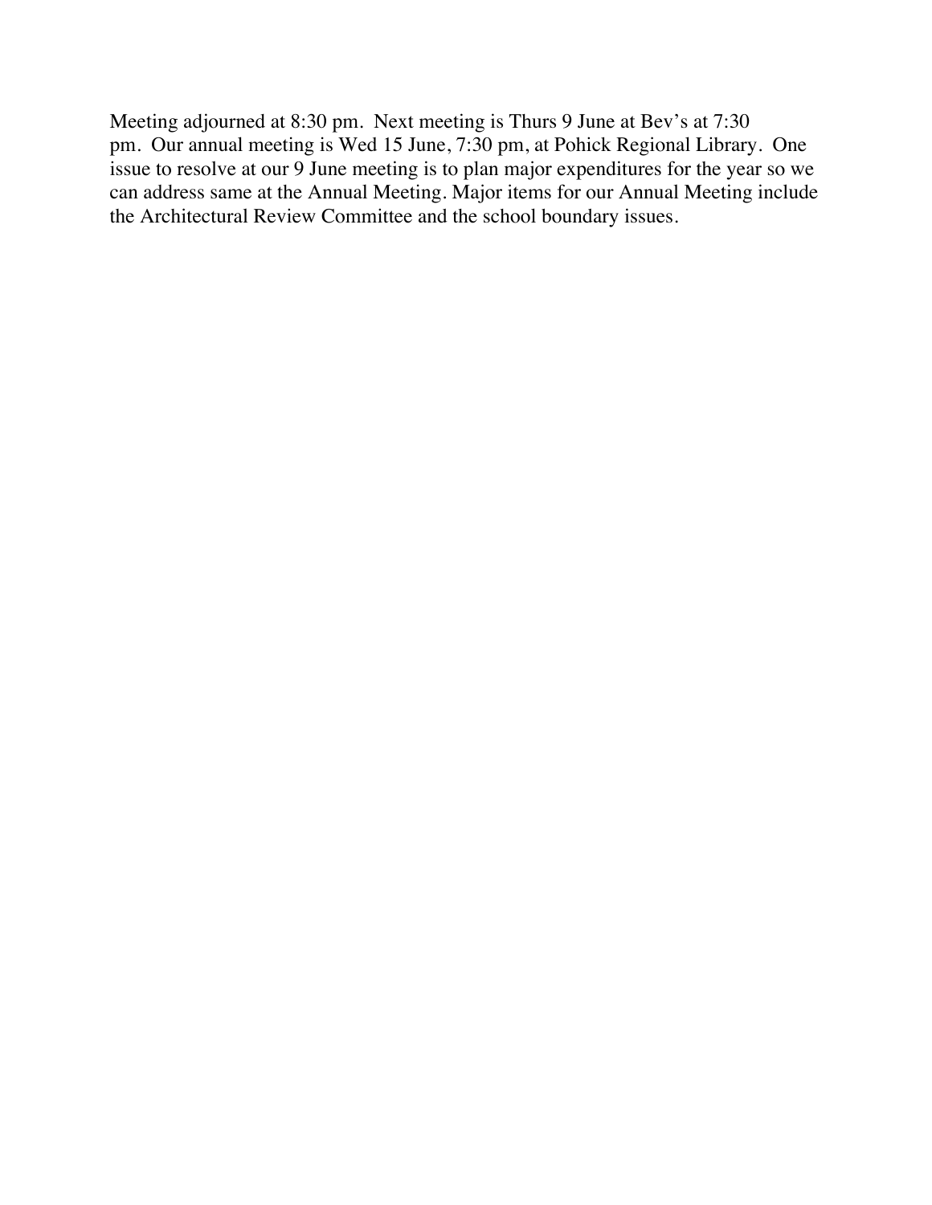Meeting adjourned at 8:30 pm. Next meeting is Thurs 9 June at Bev's at 7:30 pm. Our annual meeting is Wed 15 June, 7:30 pm, at Pohick Regional Library. One issue to resolve at our 9 June meeting is to plan major expenditures for the year so we can address same at the Annual Meeting. Major items for our Annual Meeting include the Architectural Review Committee and the school boundary issues.